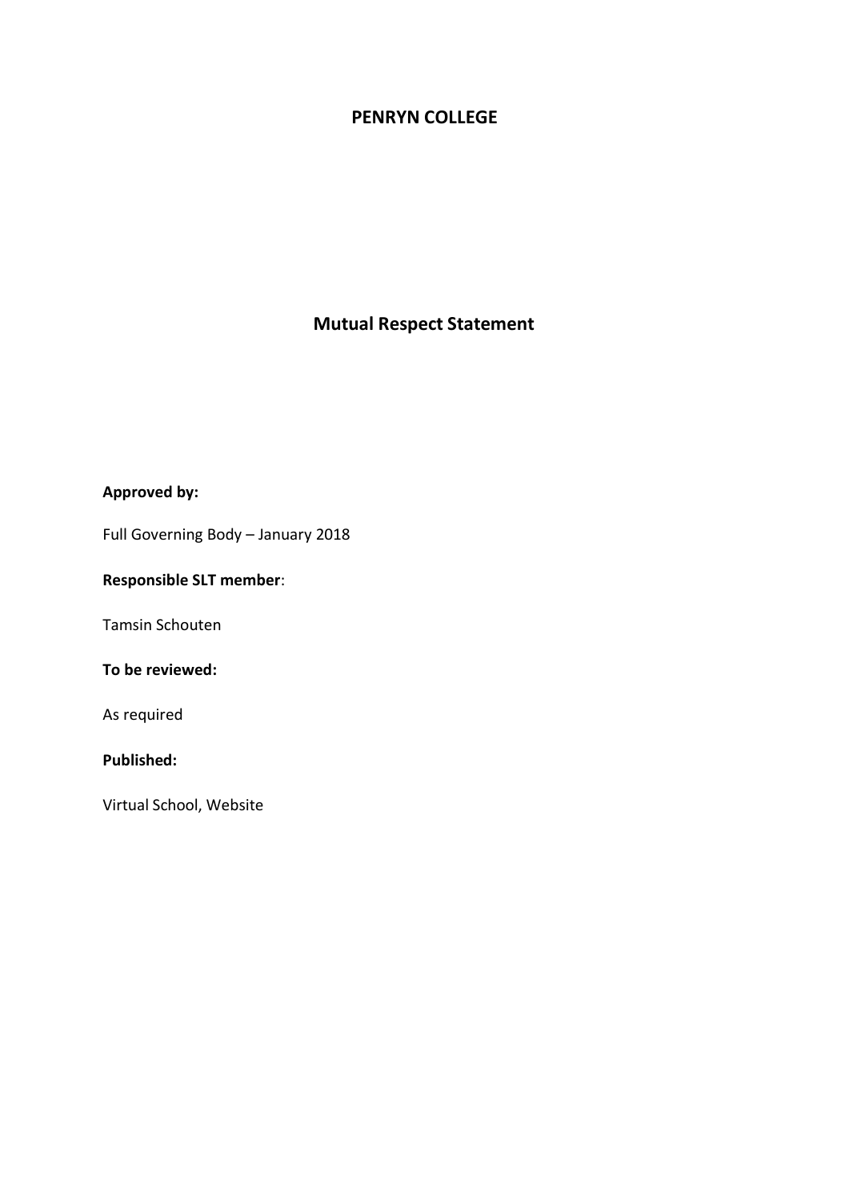# PENRYN COLLEGE

## Mutual Respect Statement

**Approved by:**

Full Governing Body – January 2018

**Responsible SLT member**:

Tamsin Schouten

**To be reviewed:**

As required

**Published:**

Virtual School, Website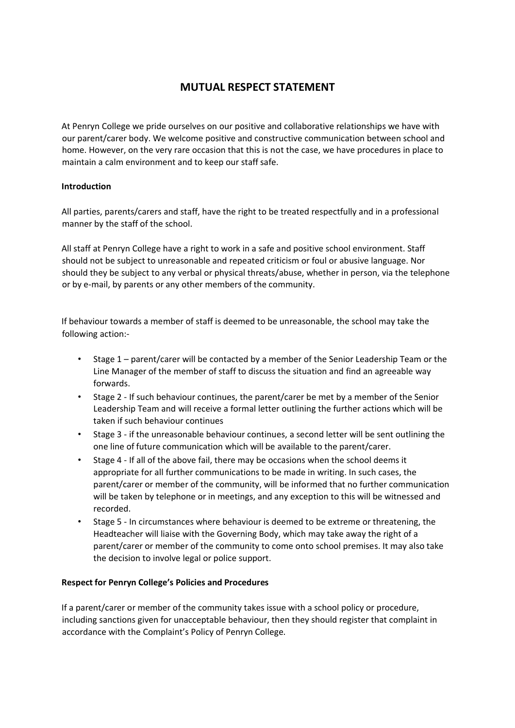# MUTUAL RESPECT STATEMENT

At Penryn College we pride ourselves on our positive and collaborative relationships we have with our parent/carer body. We welcome positive and constructive communication between school and home. However, on the very rare occasion that this is not the case, we have procedures in place to maintain a calm environment and to keep our staff safe.

**Introduction**

All parties, parents/carers and staff, have the right to be treated respectfully and in a professional manner by the staff of the school.

All staff at Penryn College have a right to work in a safe and positive school environment. Staff should not be subject to unreasonable and repeated criticism or foul or abusive language. Nor should they be subject to any verbal or physical threats/abuse, whether in person, via the telephone or by e-mail, by parents or any other members of the community.

If behaviour towards a member of staff is deemed to be unreasonable, the school may take the following action:-

- Stage 1 – parent/carer will be contacted by a member of the Senior Leadership Team or the Line Manager of the member of staff to discuss the situation and find an agreeable way forwards.
- Stage 2 - If such behaviour continues, the parent/carer be met by a member of the Senior Leadership Team and will receive a formal letter outlining the further actions which will be taken if such behaviour continues
- Stage 3 - if the unreasonable behaviour continues, a second letter will be sent outlining the one line of future communication which will be available to the parent/carer.
- Stage 4 - If all of the above fail, there may be occasions when the school deems it appropriate for all further communications to be made in writing. In such cases, the parent/carer or member of the community, will be informed that no further communication will be taken by telephone or in meetings, and any exception to this will be witnessed and recorded.
- Stage 5 - In circumstances where behaviour is deemed to be extreme or threatening, the Headteacher will liaise with the Governing Body, which may take away the right of a parent/carer or member of the community to come onto school premises. It may also take the decision to involve legal or police support.

**Respect for Penryn College's Policies and Procedures**

If a parent/carer or member of the community takes issue with a school policy or procedure, including sanctions given for unacceptable behaviour, then they should register that complaint in accordance with the Complaint's Policy of Penryn College.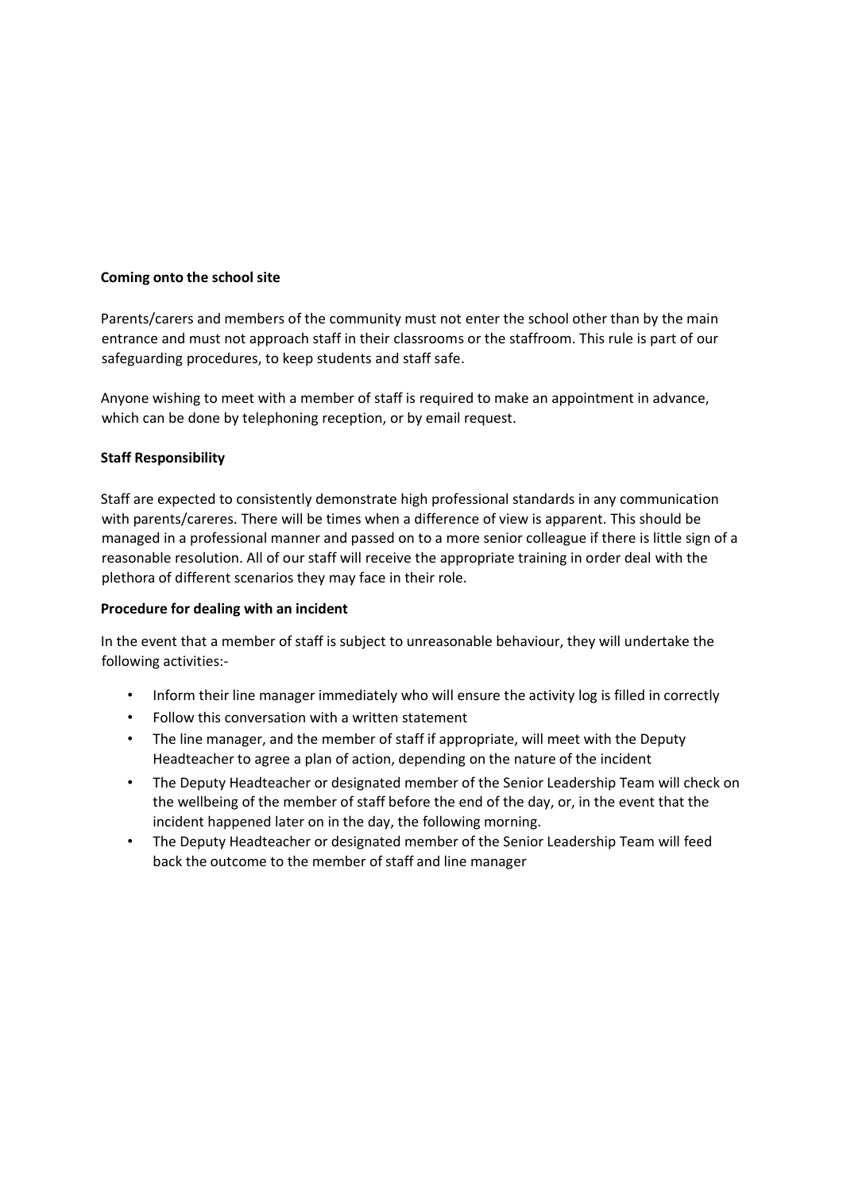**Coming onto the school site**

Parents/carers and members of the community must not enter the school other than by the main entrance and must not approach staff in their classrooms or the staffroom. This rule is part of our safeguarding procedures, to keep students and staff safe.

Anyone wishing to meet with a member of staff is required to make an appointment in advance, which can be done by telephoning reception, or by email request.

**Staff Responsibility**

Staff are expected to consistently demonstrate high professional standards in any communication with parents/careres. There will be times when a difference of view is apparent. This should be managed in a professional manner and passed on to a more senior colleague if there is little sign of a reasonable resolution. All of our staff will receive the appropriate training in order deal with the plethora of different scenarios they may face in their role.

**Procedure for dealing with an incident**

In the event that a member of staff is subject to unreasonable behaviour, they will undertake the following activities:-

- Inform their line manager immediately who will ensure the activity log is filled in correctly
- Follow this conversation with a written statement
- The line manager, and the member of staff if appropriate, will meet with the Deputy Headteacher to agree a plan of action, depending on the nature of the incident
- The Deputy Headteacher or designated member of the Senior Leadership Team will check on the wellbeing of the member of staff before the end of the day, or, in the event that the incident happened later on in the day, the following morning.
- The Deputy Headteacher or designated member of the Senior Leadership Team will feed back the outcome to the member of staff and line manager